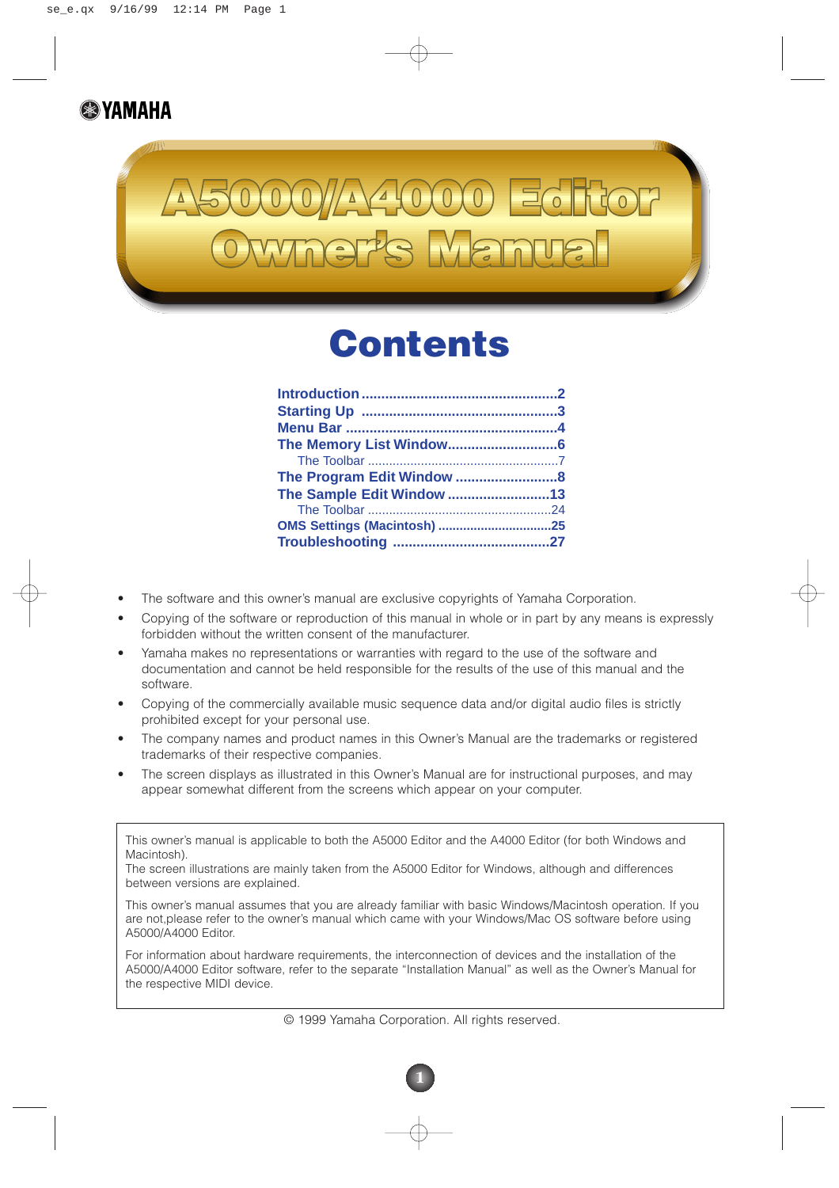YAMAHA

# A5000/A4000 Editor Owner's Manual

## Contents

- **Introduction** .................................................. 2
- **Starting Up** .................................................. 3
- **Menu Bar** ...................................................... 4
- **The Memory List Window** ............................ 6
  - The Toolbar ...................................................... 7
- **The Program Edit Window** .......................... 8
- **The Sample Edit Window** .......................... 13
  - The Toolbar .................................................... 24
- **OMS Settings (Macintosh)** ............................ 25
- **Troubleshooting** ......................................... 27

- The software and this owner's manual are exclusive copyrights of Yamaha Corporation.
- Copying of the software or reproduction of this manual in whole or in part by any means is expressly forbidden without the written consent of the manufacturer.
- Yamaha makes no representations or warranties with regard to the use of the software and documentation and cannot be held responsible for the results of the use of this manual and the software.
- Copying of the commercially available music sequence data and/or digital audio files is strictly prohibited except for your personal use.
- The company names and product names in this Owner's Manual are the trademarks or registered trademarks of their respective companies.
- The screen displays as illustrated in this Owner's Manual are for instructional purposes, and may appear somewhat different from the screens which appear on your computer.

> This owner's manual is applicable to both the A5000 Editor and the A4000 Editor (for both Windows and Macintosh).
> The screen illustrations are mainly taken from the A5000 Editor for Windows, although and differences between versions are explained.
>
> This owner's manual assumes that you are already familiar with basic Windows/Macintosh operation. If you are not,please refer to the owner's manual which came with your Windows/Mac OS software before using A5000/A4000 Editor.
>
> For information about hardware requirements, the interconnection of devices and the installation of the A5000/A4000 Editor software, refer to the separate "Installation Manual" as well as the Owner's Manual for the respective MIDI device.

© 1999 Yamaha Corporation. All rights reserved.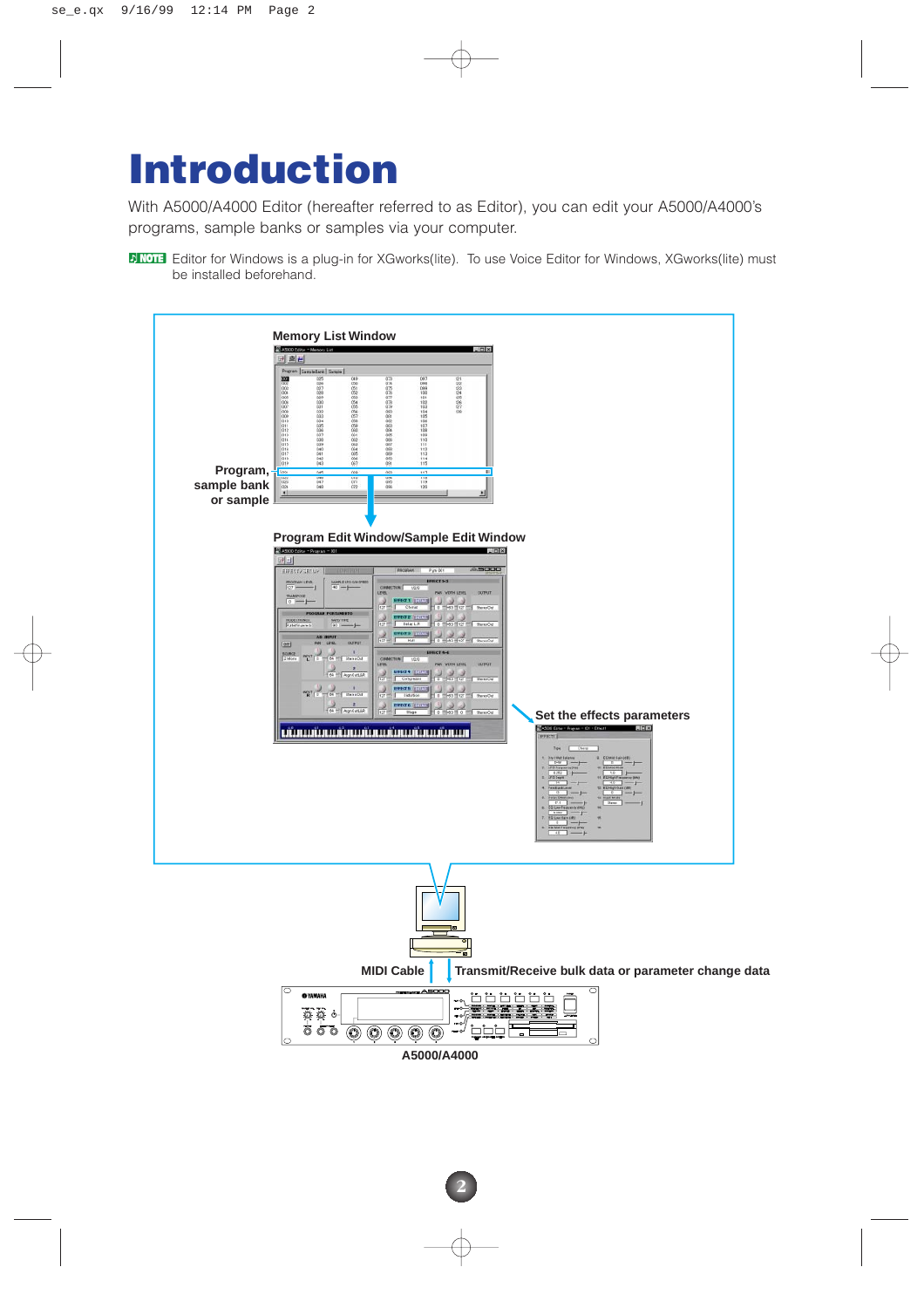# Introduction

With A5000/A4000 Editor (hereafter referred to as Editor), you can edit your A5000/A4000's programs, sample banks or samples via your computer.

**NOTE** Editor for Windows is a plug-in for XGworks(lite). To use Voice Editor for Windows, XGworks(lite) must be installed beforehand.

**Memory List Window**

**Program, sample bank or sample**

**Program Edit Window/Sample Edit Window**

**Set the effects parameters**

**MIDI Cable**

**Transmit/Receive bulk data or parameter change data**

**A5000/A4000**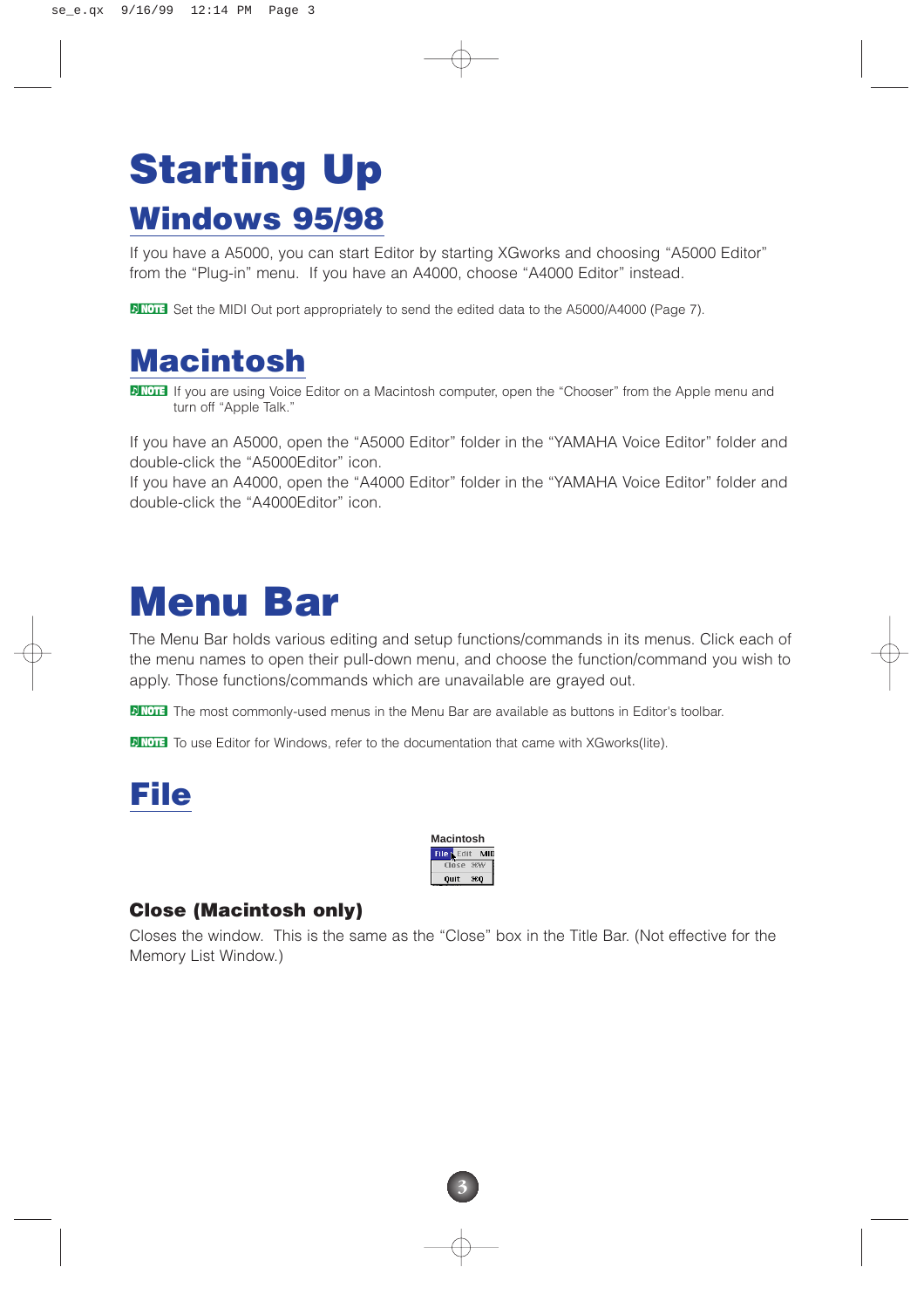# Starting Up

## Windows 95/98

If you have a A5000, you can start Editor by starting XGworks and choosing "A5000 Editor" from the "Plug-in" menu. If you have an A4000, choose "A4000 Editor" instead.

NOTE Set the MIDI Out port appropriately to send the edited data to the A5000/A4000 (Page 7).

## Macintosh

NOTE If you are using Voice Editor on a Macintosh computer, open the "Chooser" from the Apple menu and turn off "Apple Talk."

If you have an A5000, open the "A5000 Editor" folder in the "YAMAHA Voice Editor" folder and double-click the "A5000Editor" icon.
If you have an A4000, open the "A4000 Editor" folder in the "YAMAHA Voice Editor" folder and double-click the "A4000Editor" icon.

# Menu Bar

The Menu Bar holds various editing and setup functions/commands in its menus. Click each of the menu names to open their pull-down menu, and choose the function/command you wish to apply. Those functions/commands which are unavailable are grayed out.

NOTE The most commonly-used menus in the Menu Bar are available as buttons in Editor's toolbar.

NOTE To use Editor for Windows, refer to the documentation that came with XGworks(lite).

## File

Macintosh

### Close (Macintosh only)

Closes the window. This is the same as the "Close" box in the Title Bar. (Not effective for the Memory List Window.)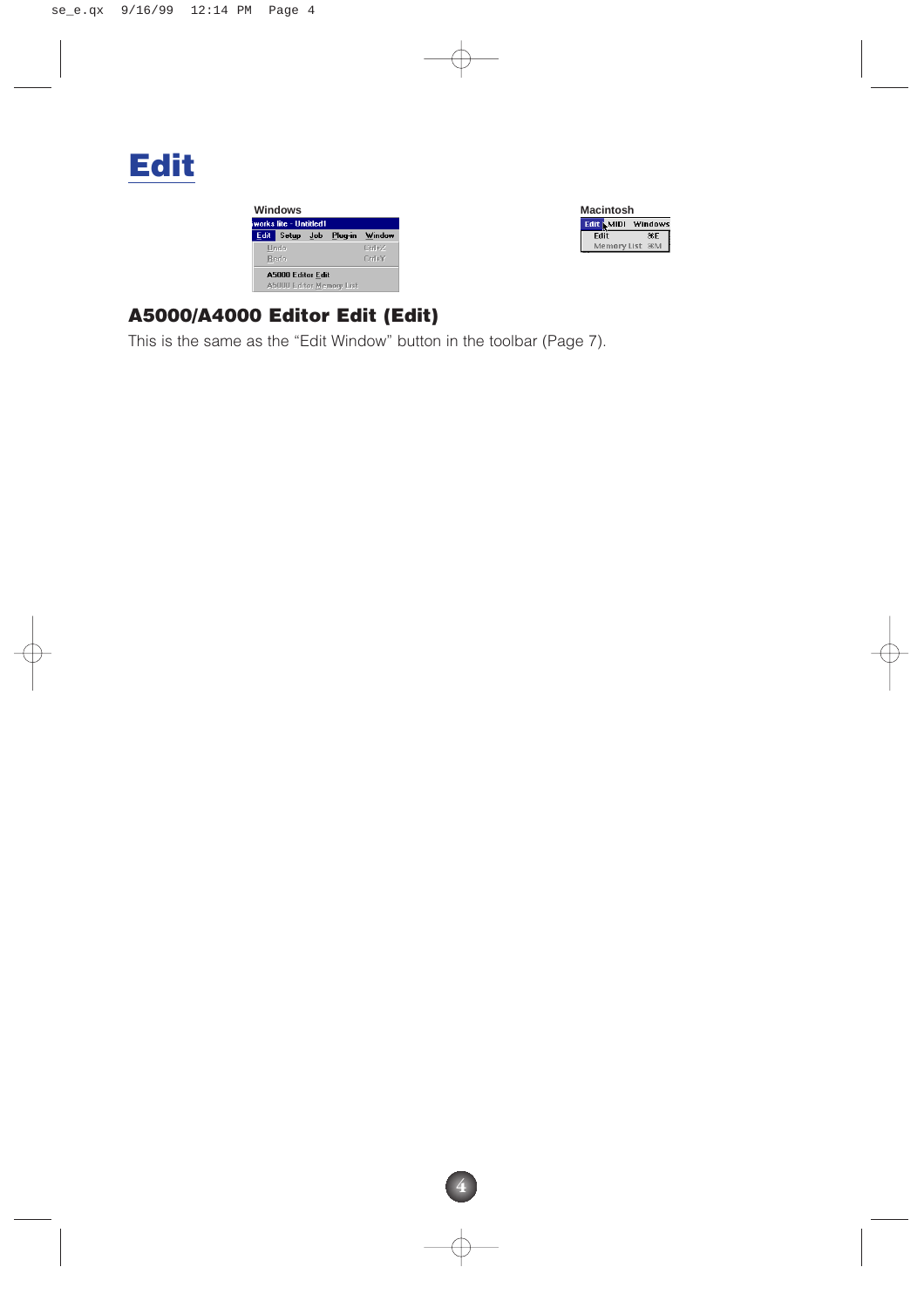# Edit

Windows

Macintosh

## A5000/A4000 Editor Edit (Edit)

This is the same as the “Edit Window” button in the toolbar (Page 7).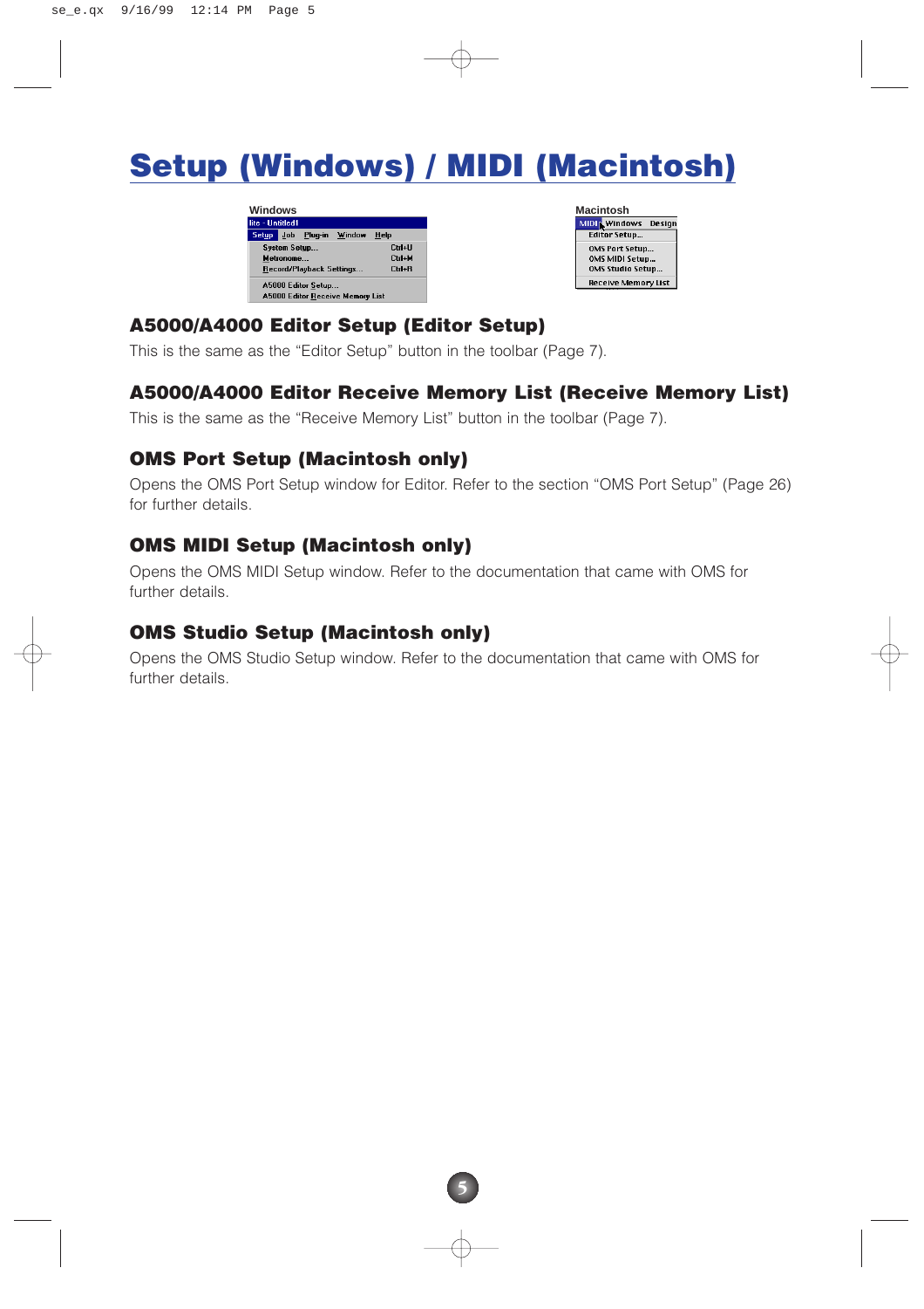# Setup (Windows) / MIDI (Macintosh)

Windows

Macintosh

### A5000/A4000 Editor Setup (Editor Setup)

This is the same as the "Editor Setup" button in the toolbar (Page 7).

### A5000/A4000 Editor Receive Memory List (Receive Memory List)

This is the same as the "Receive Memory List" button in the toolbar (Page 7).

### OMS Port Setup (Macintosh only)

Opens the OMS Port Setup window for Editor. Refer to the section "OMS Port Setup" (Page 26) for further details.

### OMS MIDI Setup (Macintosh only)

Opens the OMS MIDI Setup window. Refer to the documentation that came with OMS for further details.

### OMS Studio Setup (Macintosh only)

Opens the OMS Studio Setup window. Refer to the documentation that came with OMS for further details.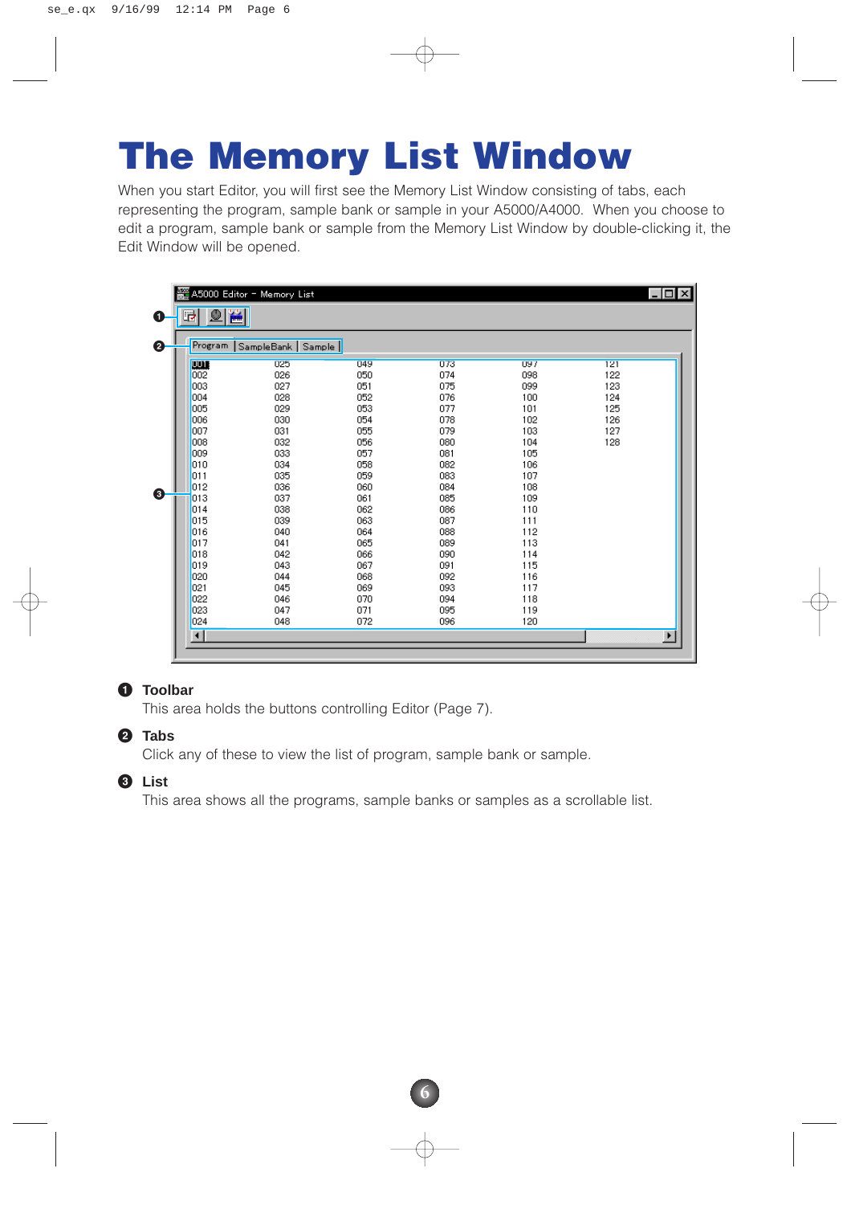# The Memory List Window

When you start Editor, you will first see the Memory List Window consisting of tabs, each representing the program, sample bank or sample in your A5000/A4000. When you choose to edit a program, sample bank or sample from the Memory List Window by double-clicking it, the Edit Window will be opened.

**❶ Toolbar**

This area holds the buttons controlling Editor (Page 7).

**❷ Tabs**

Click any of these to view the list of program, sample bank or sample.

**❸ List**

This area shows all the programs, sample banks or samples as a scrollable list.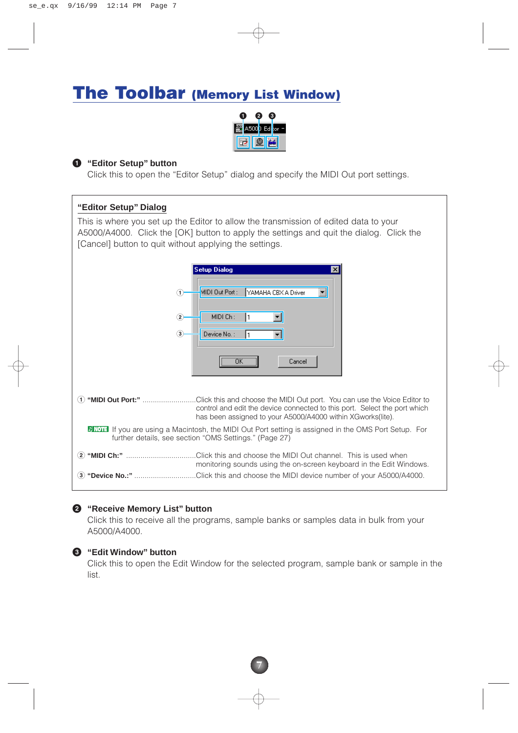# The Toolbar (Memory List Window)

### ❶ "Editor Setup" button

Click this to open the "Editor Setup" dialog and specify the MIDI Out port settings.

> **"Editor Setup" Dialog**
>
> This is where you set up the Editor to allow the transmission of edited data to your A5000/A4000. Click the [OK] button to apply the settings and quit the dialog. Click the [Cancel] button to quit without applying the settings.
>
> ① **"MIDI Out Port:"** ..........................Click this and choose the MIDI Out port. You can use the Voice Editor to control and edit the device connected to this port. Select the port which has been assigned to your A5000/A4000 within XGworks(lite).
>
> **NOTE** If you are using a Macintosh, the MIDI Out Port setting is assigned in the OMS Port Setup. For further details, see section "OMS Settings." (Page 27)
>
> ② **"MIDI Ch:"** .................................Click this and choose the MIDI Out channel. This is used when monitoring sounds using the on-screen keyboard in the Edit Windows.
>
> ③ **"Device No.:"** .............................Click this and choose the MIDI device number of your A5000/A4000.

### ❷ "Receive Memory List" button

Click this to receive all the programs, sample banks or samples data in bulk from your A5000/A4000.

### ❸ "Edit Window" button

Click this to open the Edit Window for the selected program, sample bank or sample in the list.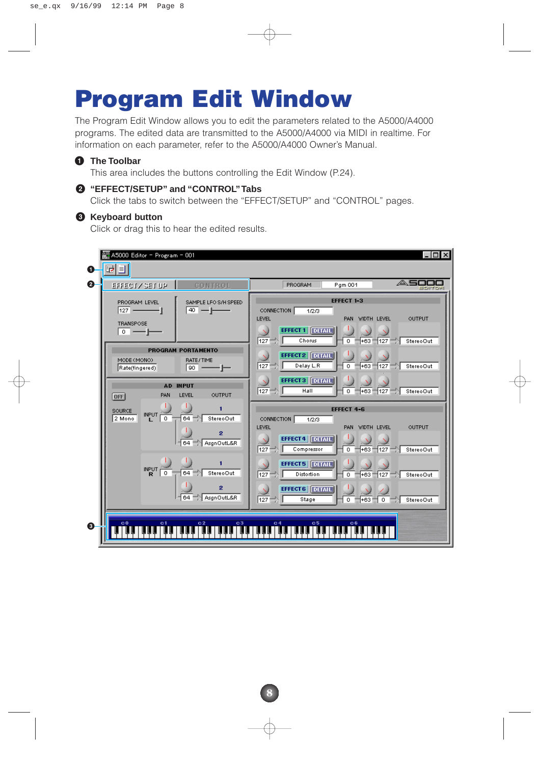# Program Edit Window

The Program Edit Window allows you to edit the parameters related to the A5000/A4000 programs. The edited data are transmitted to the A5000/A4000 via MIDI in realtime. For information on each parameter, refer to the A5000/A4000 Owner's Manual.

❶ **The Toolbar**
This area includes the buttons controlling the Edit Window (P.24).

❷ **"EFFECT/SETUP" and "CONTROL" Tabs**
Click the tabs to switch between the "EFFECT/SETUP" and "CONTROL" pages.

❸ **Keyboard button**
Click or drag this to hear the edited results.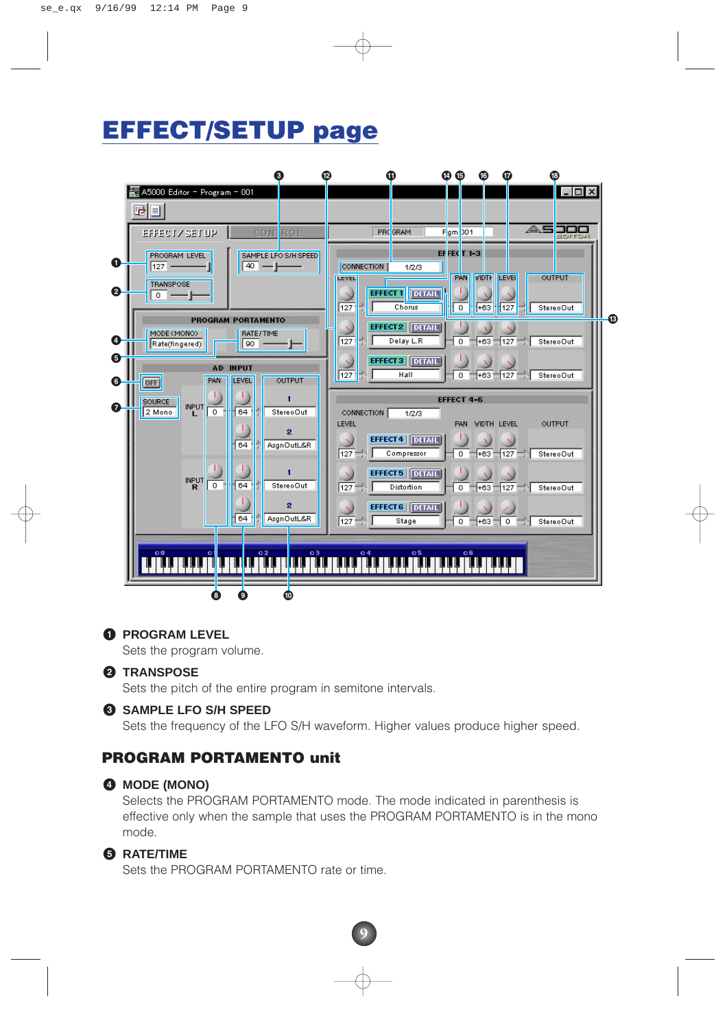# EFFECT/SETUP page

❶ **PROGRAM LEVEL**

Sets the program volume.

❷ **TRANSPOSE**

Sets the pitch of the entire program in semitone intervals.

❸ **SAMPLE LFO S/H SPEED**

Sets the frequency of the LFO S/H waveform. Higher values produce higher speed.

## PROGRAM PORTAMENTO unit

❹ **MODE (MONO)**

Selects the PROGRAM PORTAMENTO mode. The mode indicated in parenthesis is effective only when the sample that uses the PROGRAM PORTAMENTO is in the mono mode.

❺ **RATE/TIME**

Sets the PROGRAM PORTAMENTO rate or time.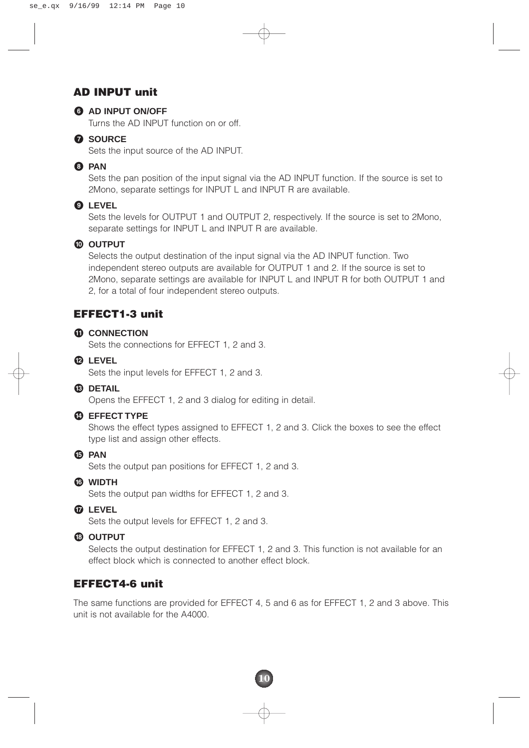## AD INPUT unit

**❻ AD INPUT ON/OFF**

Turns the AD INPUT function on or off.

**❼ SOURCE**

Sets the input source of the AD INPUT.

**❽ PAN**

Sets the pan position of the input signal via the AD INPUT function. If the source is set to 2Mono, separate settings for INPUT L and INPUT R are available.

**❾ LEVEL**

Sets the levels for OUTPUT 1 and OUTPUT 2, respectively. If the source is set to 2Mono, separate settings for INPUT L and INPUT R are available.

**❿ OUTPUT**

Selects the output destination of the input signal via the AD INPUT function. Two independent stereo outputs are available for OUTPUT 1 and 2. If the source is set to 2Mono, separate settings are available for INPUT L and INPUT R for both OUTPUT 1 and 2, for a total of four independent stereo outputs.

## EFFECT1-3 unit

**⓫ CONNECTION**

Sets the connections for EFFECT 1, 2 and 3.

**⓬ LEVEL**

Sets the input levels for EFFECT 1, 2 and 3.

**⓭ DETAIL**

Opens the EFFECT 1, 2 and 3 dialog for editing in detail.

**⓮ EFFECT TYPE**

Shows the effect types assigned to EFFECT 1, 2 and 3. Click the boxes to see the effect type list and assign other effects.

**⓯ PAN**

Sets the output pan positions for EFFECT 1, 2 and 3.

**⓰ WIDTH**

Sets the output pan widths for EFFECT 1, 2 and 3.

**⓱ LEVEL**

Sets the output levels for EFFECT 1, 2 and 3.

**⓲ OUTPUT**

Selects the output destination for EFFECT 1, 2 and 3. This function is not available for an effect block which is connected to another effect block.

## EFFECT4-6 unit

The same functions are provided for EFFECT 4, 5 and 6 as for EFFECT 1, 2 and 3 above. This unit is not available for the A4000.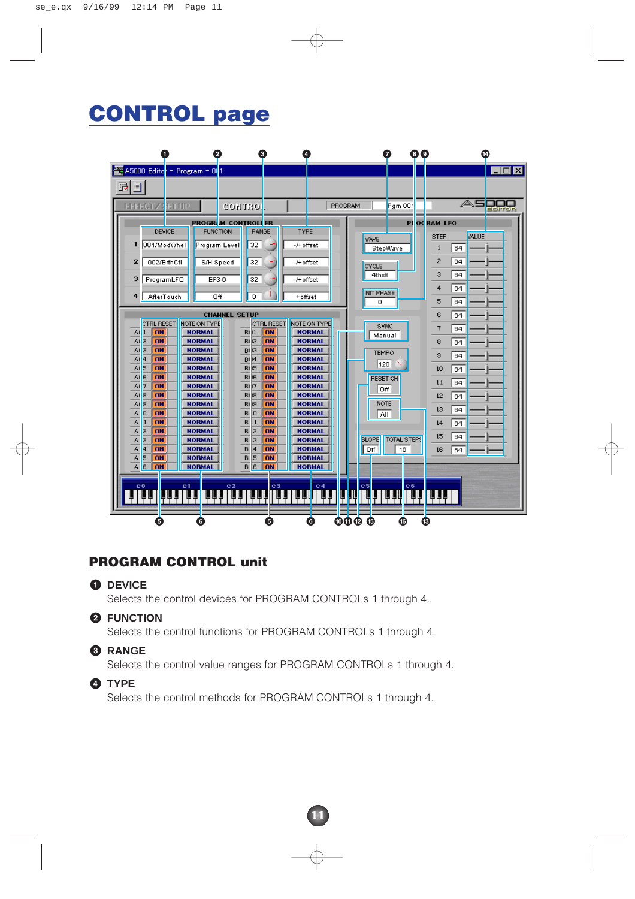# CONTROL page

## PROGRAM CONTROL unit

❶ **DEVICE**

Selects the control devices for PROGRAM CONTROLs 1 through 4.

❷ **FUNCTION**

Selects the control functions for PROGRAM CONTROLs 1 through 4.

❸ **RANGE**

Selects the control value ranges for PROGRAM CONTROLs 1 through 4.

❹ **TYPE**

Selects the control methods for PROGRAM CONTROLs 1 through 4.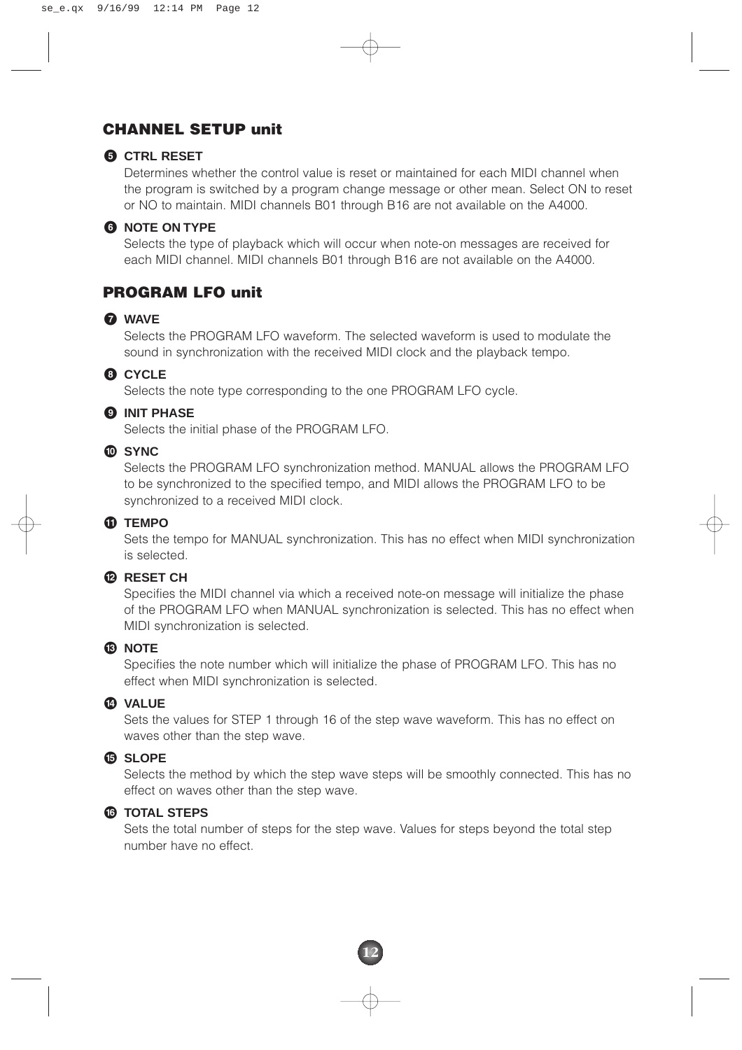## CHANNEL SETUP unit

### ❺ CTRL RESET

Determines whether the control value is reset or maintained for each MIDI channel when the program is switched by a program change message or other mean. Select ON to reset or NO to maintain. MIDI channels B01 through B16 are not available on the A4000.

### ❻ NOTE ON TYPE

Selects the type of playback which will occur when note-on messages are received for each MIDI channel. MIDI channels B01 through B16 are not available on the A4000.

## PROGRAM LFO unit

### ❼ WAVE

Selects the PROGRAM LFO waveform. The selected waveform is used to modulate the sound in synchronization with the received MIDI clock and the playback tempo.

### ❽ CYCLE

Selects the note type corresponding to the one PROGRAM LFO cycle.

### ❾ INIT PHASE

Selects the initial phase of the PROGRAM LFO.

### ❿ SYNC

Selects the PROGRAM LFO synchronization method. MANUAL allows the PROGRAM LFO to be synchronized to the specified tempo, and MIDI allows the PROGRAM LFO to be synchronized to a received MIDI clock.

### ⓫ TEMPO

Sets the tempo for MANUAL synchronization. This has no effect when MIDI synchronization is selected.

### ⓬ RESET CH

Specifies the MIDI channel via which a received note-on message will initialize the phase of the PROGRAM LFO when MANUAL synchronization is selected. This has no effect when MIDI synchronization is selected.

### ⓭ NOTE

Specifies the note number which will initialize the phase of PROGRAM LFO. This has no effect when MIDI synchronization is selected.

### ⓮ VALUE

Sets the values for STEP 1 through 16 of the step wave waveform. This has no effect on waves other than the step wave.

### ⓯ SLOPE

Selects the method by which the step wave steps will be smoothly connected. This has no effect on waves other than the step wave.

### ⓰ TOTAL STEPS

Sets the total number of steps for the step wave. Values for steps beyond the total step number have no effect.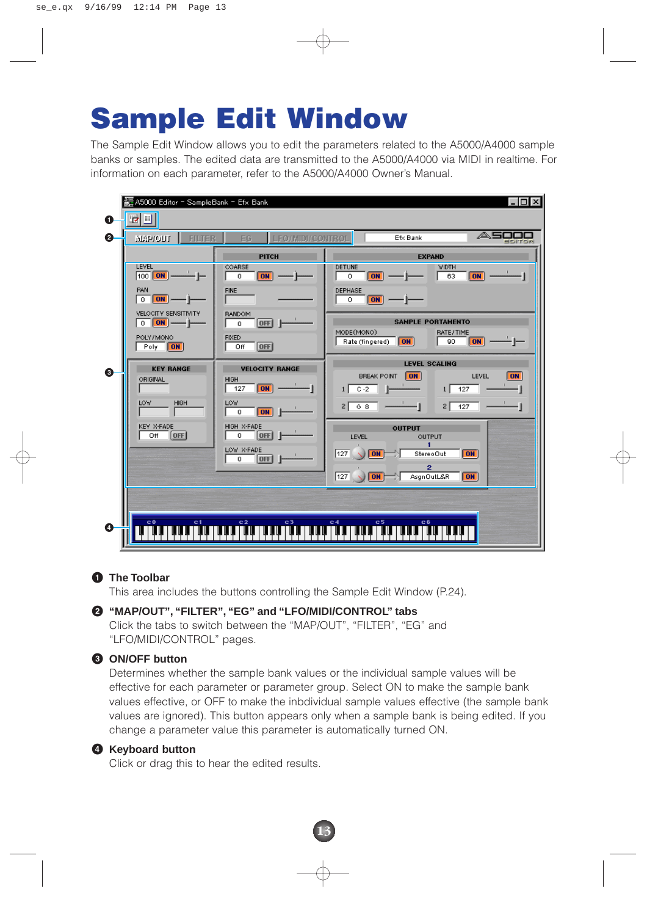# Sample Edit Window

The Sample Edit Window allows you to edit the parameters related to the A5000/A4000 sample banks or samples. The edited data are transmitted to the A5000/A4000 via MIDI in realtime. For information on each parameter, refer to the A5000/A4000 Owner's Manual.

**❶ The Toolbar**

This area includes the buttons controlling the Sample Edit Window (P.24).

**❷ "MAP/OUT", "FILTER", "EG" and "LFO/MIDI/CONTROL" tabs**

Click the tabs to switch between the "MAP/OUT", "FILTER", "EG" and "LFO/MIDI/CONTROL" pages.

**❸ ON/OFF button**

Determines whether the sample bank values or the individual sample values will be effective for each parameter or parameter group. Select ON to make the sample bank values effective, or OFF to make the inbdividual sample values effective (the sample bank values are ignored). This button appears only when a sample bank is being edited. If you change a parameter value this parameter is automatically turned ON.

**❹ Keyboard button**

Click or drag this to hear the edited results.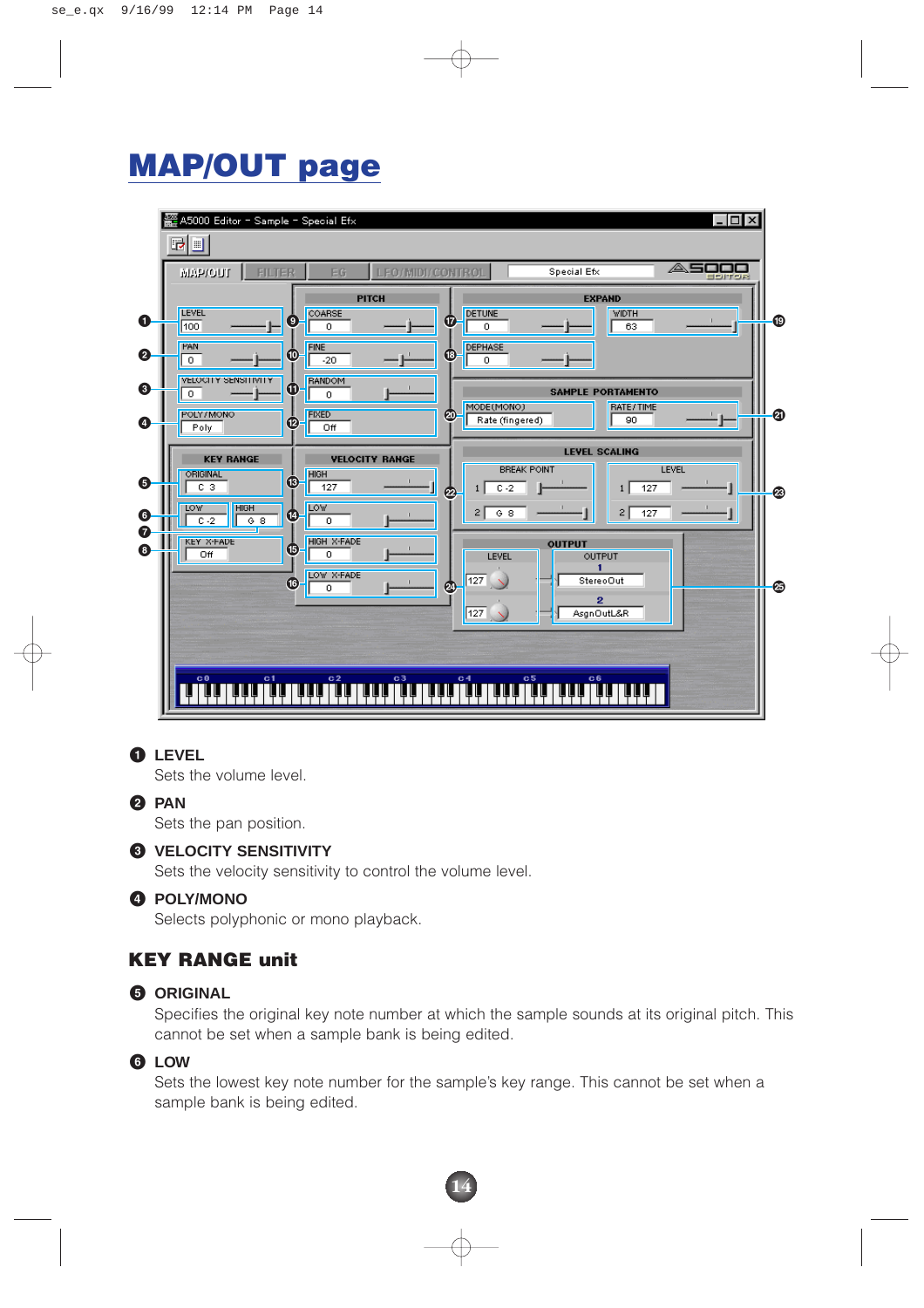# MAP/OUT page

❶ **LEVEL**

Sets the volume level.

❷ **PAN**

Sets the pan position.

❸ **VELOCITY SENSITIVITY**

Sets the velocity sensitivity to control the volume level.

❹ **POLY/MONO**

Selects polyphonic or mono playback.

## KEY RANGE unit

❺ **ORIGINAL**

Specifies the original key note number at which the sample sounds at its original pitch. This cannot be set when a sample bank is being edited.

❻ **LOW**

Sets the lowest key note number for the sample's key range. This cannot be set when a sample bank is being edited.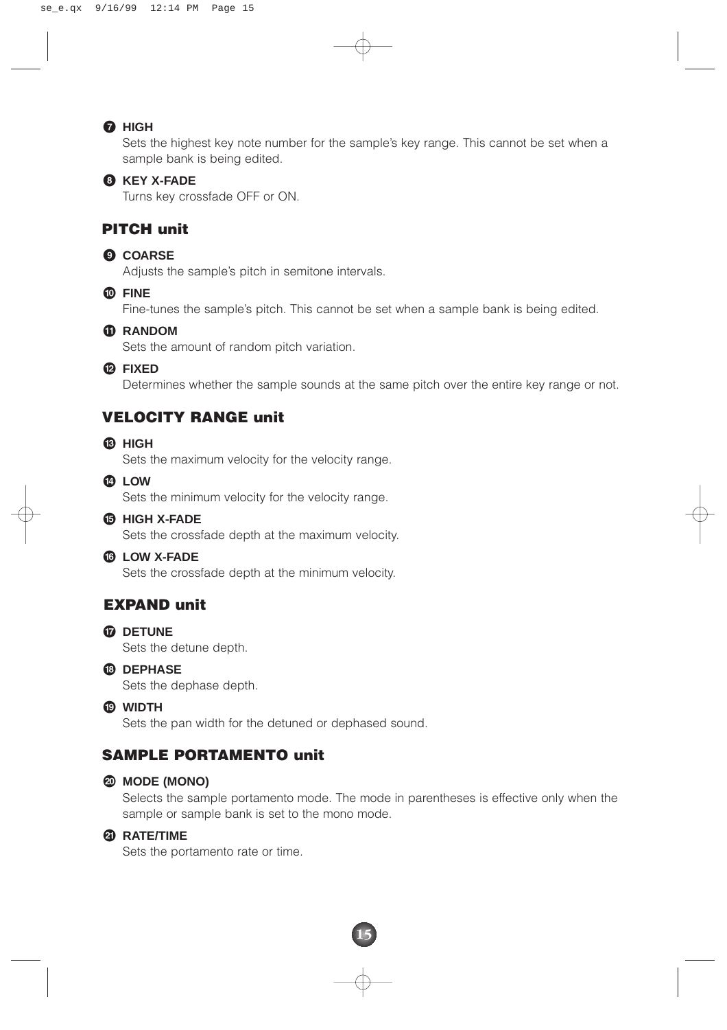**7 HIGH**

Sets the highest key note number for the sample's key range. This cannot be set when a sample bank is being edited.

**8 KEY X-FADE**

Turns key crossfade OFF or ON.

## PITCH unit

**9 COARSE**

Adjusts the sample's pitch in semitone intervals.

**10 FINE**

Fine-tunes the sample's pitch. This cannot be set when a sample bank is being edited.

**11 RANDOM**

Sets the amount of random pitch variation.

**12 FIXED**

Determines whether the sample sounds at the same pitch over the entire key range or not.

## VELOCITY RANGE unit

**13 HIGH**

Sets the maximum velocity for the velocity range.

**14 LOW**

Sets the minimum velocity for the velocity range.

**15 HIGH X-FADE**

Sets the crossfade depth at the maximum velocity.

**16 LOW X-FADE**

Sets the crossfade depth at the minimum velocity.

## EXPAND unit

**17 DETUNE**

Sets the detune depth.

**18 DEPHASE**

Sets the dephase depth.

**19 WIDTH**

Sets the pan width for the detuned or dephased sound.

## SAMPLE PORTAMENTO unit

**20 MODE (MONO)**

Selects the sample portamento mode. The mode in parentheses is effective only when the sample or sample bank is set to the mono mode.

**21 RATE/TIME**

Sets the portamento rate or time.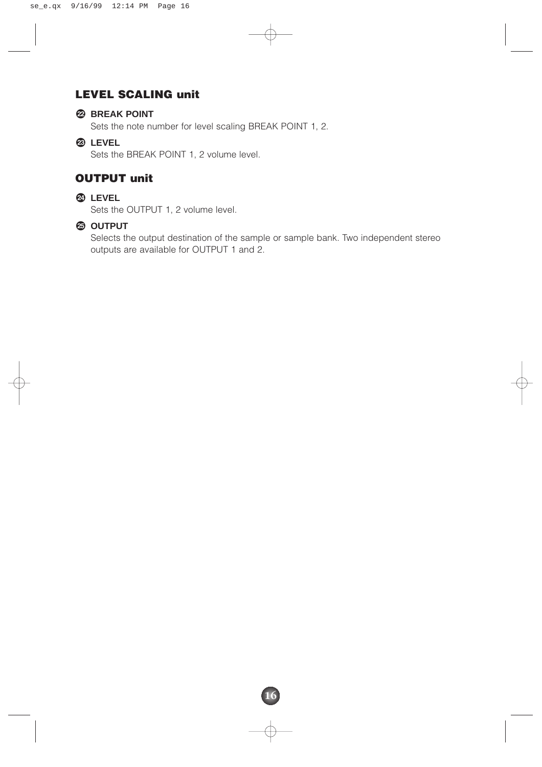## LEVEL SCALING unit

**㉒ BREAK POINT**

Sets the note number for level scaling BREAK POINT 1, 2.

**㉓ LEVEL**

Sets the BREAK POINT 1, 2 volume level.

## OUTPUT unit

**㉔ LEVEL**

Sets the OUTPUT 1, 2 volume level.

**㉕ OUTPUT**

Selects the output destination of the sample or sample bank. Two independent stereo outputs are available for OUTPUT 1 and 2.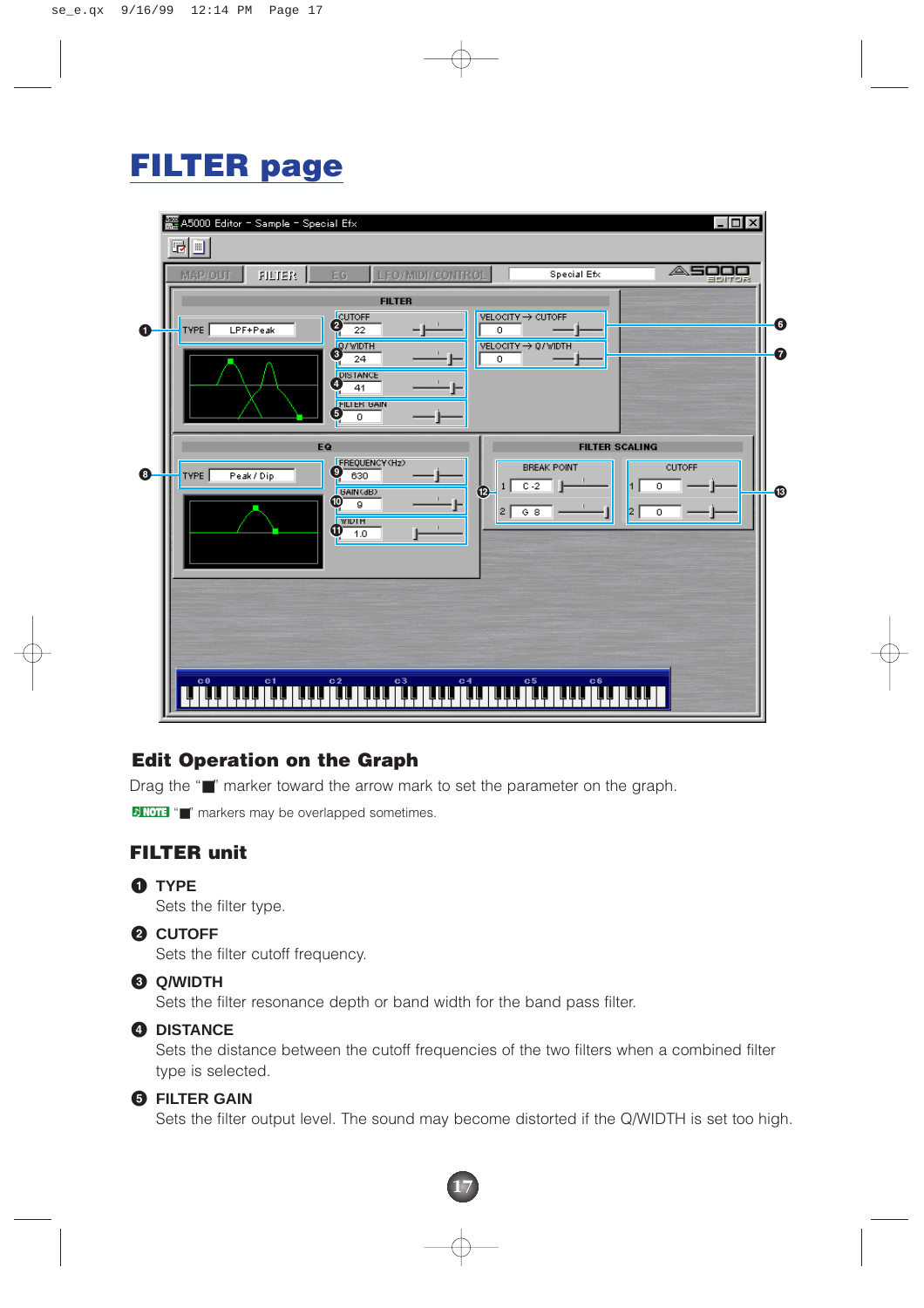# FILTER page

## Edit Operation on the Graph

Drag the "■" marker toward the arrow mark to set the parameter on the graph.

NOTE "■" markers may be overlapped sometimes.

## FILTER unit

❶ **TYPE**
Sets the filter type.

❷ **CUTOFF**
Sets the filter cutoff frequency.

❸ **Q/WIDTH**
Sets the filter resonance depth or band width for the band pass filter.

❹ **DISTANCE**
Sets the distance between the cutoff frequencies of the two filters when a combined filter type is selected.

❺ **FILTER GAIN**
Sets the filter output level. The sound may become distorted if the Q/WIDTH is set too high.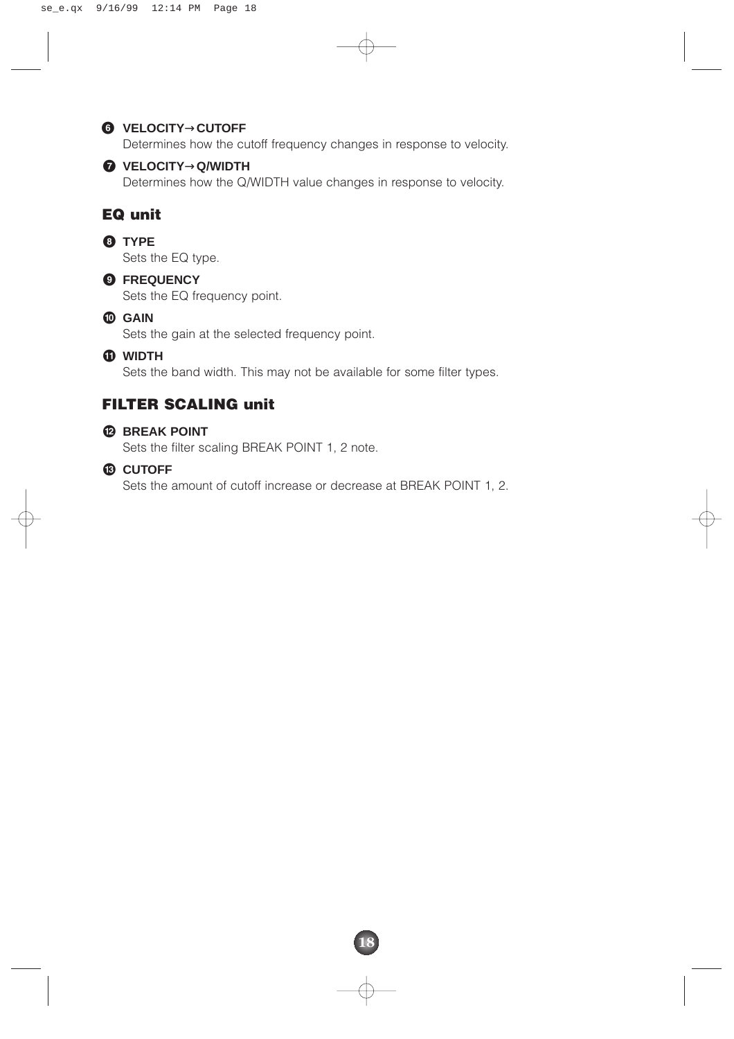❻ **VELOCITY→CUTOFF**

Determines how the cutoff frequency changes in response to velocity.

❼ **VELOCITY→Q/WIDTH**

Determines how the Q/WIDTH value changes in response to velocity.

## EQ unit

❽ **TYPE**

Sets the EQ type.

❾ **FREQUENCY**

Sets the EQ frequency point.

❿ **GAIN**

Sets the gain at the selected frequency point.

⓫ **WIDTH**

Sets the band width. This may not be available for some filter types.

## FILTER SCALING unit

⓬ **BREAK POINT**

Sets the filter scaling BREAK POINT 1, 2 note.

⓭ **CUTOFF**

Sets the amount of cutoff increase or decrease at BREAK POINT 1, 2.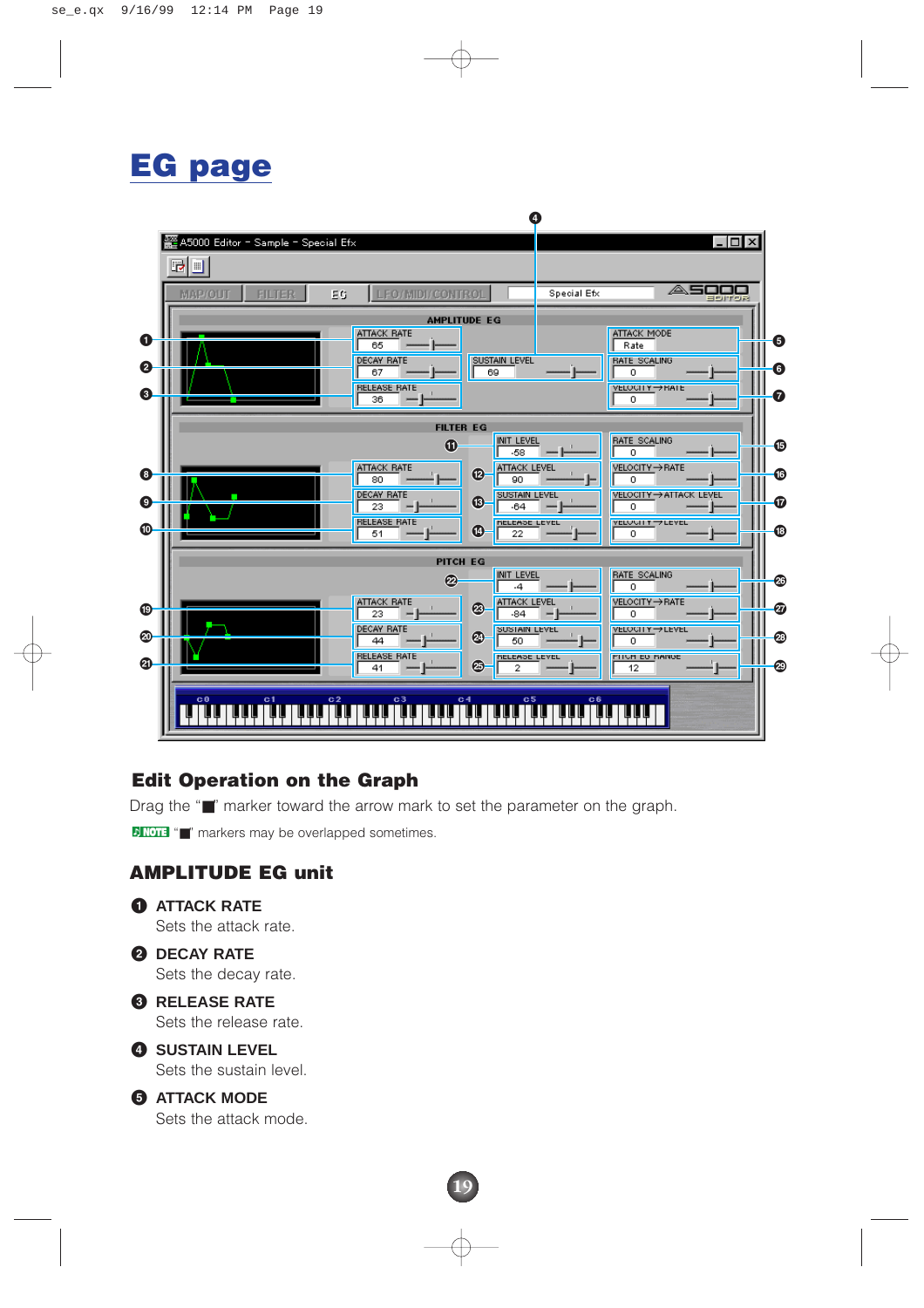# EG page

## Edit Operation on the Graph

Drag the "■" marker toward the arrow mark to set the parameter on the graph.

NOTE "■" markers may be overlapped sometimes.

## AMPLITUDE EG unit

❶ **ATTACK RATE**
Sets the attack rate.

❷ **DECAY RATE**
Sets the decay rate.

❸ **RELEASE RATE**
Sets the release rate.

❹ **SUSTAIN LEVEL**
Sets the sustain level.

❺ **ATTACK MODE**
Sets the attack mode.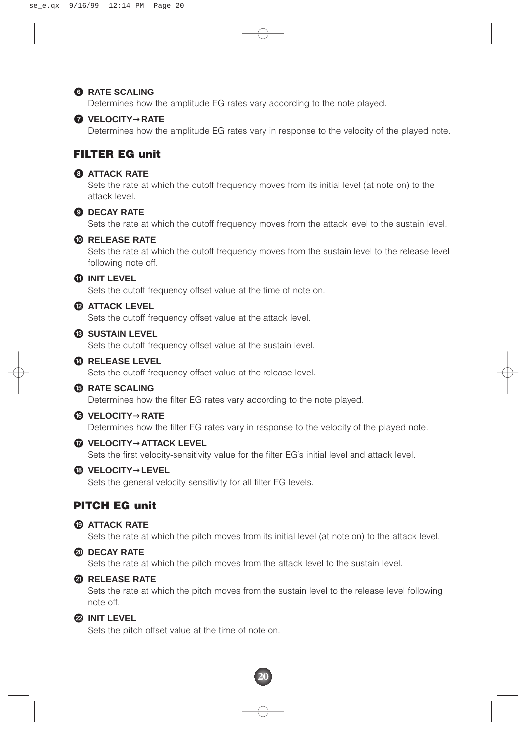❻ **RATE SCALING**

Determines how the amplitude EG rates vary according to the note played.

❼ **VELOCITY→RATE**

Determines how the amplitude EG rates vary in response to the velocity of the played note.

## FILTER EG unit

❽ **ATTACK RATE**

Sets the rate at which the cutoff frequency moves from its initial level (at note on) to the attack level.

❾ **DECAY RATE**

Sets the rate at which the cutoff frequency moves from the attack level to the sustain level.

❿ **RELEASE RATE**

Sets the rate at which the cutoff frequency moves from the sustain level to the release level following note off.

⓫ **INIT LEVEL**

Sets the cutoff frequency offset value at the time of note on.

⓬ **ATTACK LEVEL**

Sets the cutoff frequency offset value at the attack level.

⓭ **SUSTAIN LEVEL**

Sets the cutoff frequency offset value at the sustain level.

⓮ **RELEASE LEVEL**

Sets the cutoff frequency offset value at the release level.

⓯ **RATE SCALING**

Determines how the filter EG rates vary according to the note played.

⓰ **VELOCITY→RATE**

Determines how the filter EG rates vary in response to the velocity of the played note.

⓱ **VELOCITY→ATTACK LEVEL**

Sets the first velocity-sensitivity value for the filter EG's initial level and attack level.

⓲ **VELOCITY→LEVEL**

Sets the general velocity sensitivity for all filter EG levels.

## PITCH EG unit

⓳ **ATTACK RATE**

Sets the rate at which the pitch moves from its initial level (at note on) to the attack level.

⓴ **DECAY RATE**

Sets the rate at which the pitch moves from the attack level to the sustain level.

㉑ **RELEASE RATE**

Sets the rate at which the pitch moves from the sustain level to the release level following note off.

㉒ **INIT LEVEL**

Sets the pitch offset value at the time of note on.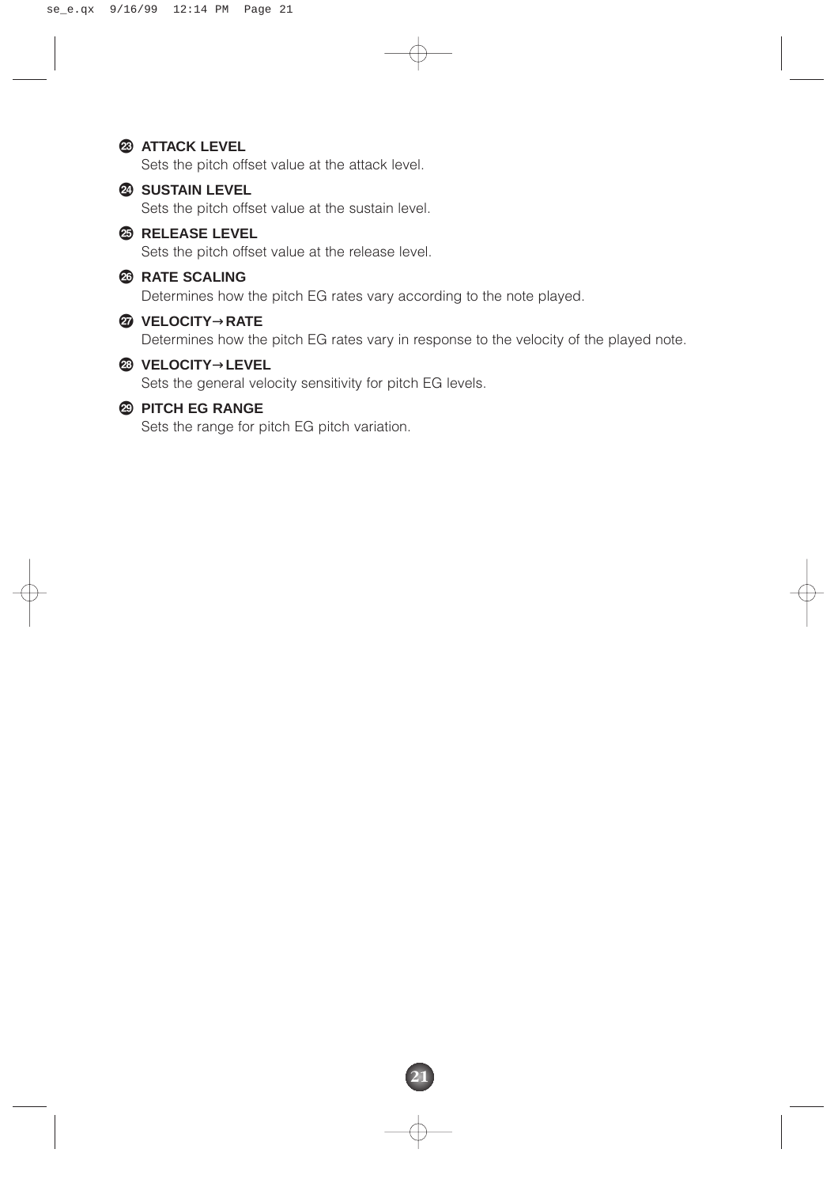### ㉓ ATTACK LEVEL

Sets the pitch offset value at the attack level.

### ㉔ SUSTAIN LEVEL

Sets the pitch offset value at the sustain level.

### ㉕ RELEASE LEVEL

Sets the pitch offset value at the release level.

### ㉖ RATE SCALING

Determines how the pitch EG rates vary according to the note played.

### ㉗ VELOCITY→RATE

Determines how the pitch EG rates vary in response to the velocity of the played note.

### ㉘ VELOCITY→LEVEL

Sets the general velocity sensitivity for pitch EG levels.

### ㉙ PITCH EG RANGE

Sets the range for pitch EG pitch variation.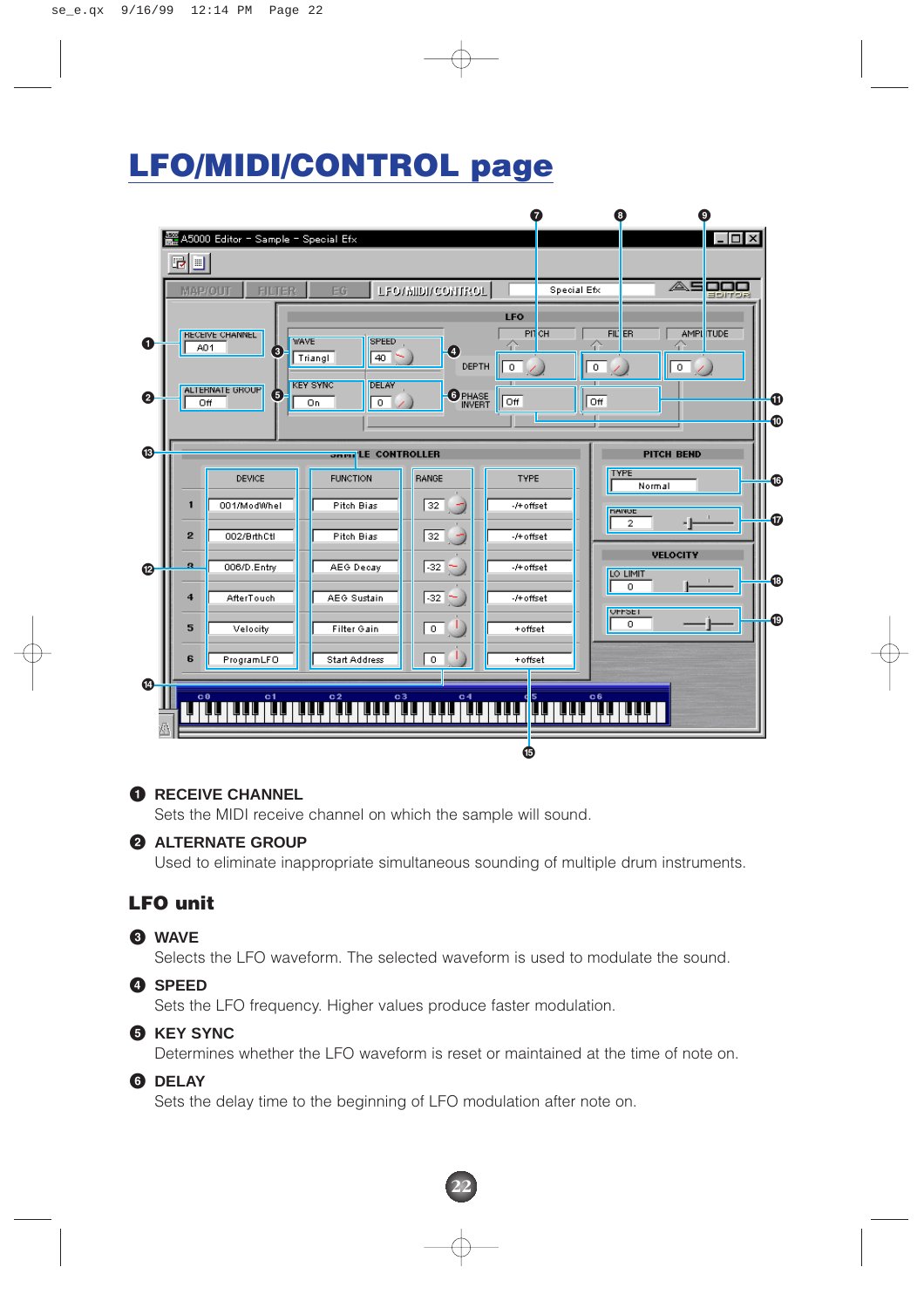# LFO/MIDI/CONTROL page

**❶ RECEIVE CHANNEL**
Sets the MIDI receive channel on which the sample will sound.

**❷ ALTERNATE GROUP**
Used to eliminate inappropriate simultaneous sounding of multiple drum instruments.

## LFO unit

**❸ WAVE**
Selects the LFO waveform. The selected waveform is used to modulate the sound.

**❹ SPEED**
Sets the LFO frequency. Higher values produce faster modulation.

**❺ KEY SYNC**
Determines whether the LFO waveform is reset or maintained at the time of note on.

**❻ DELAY**
Sets the delay time to the beginning of LFO modulation after note on.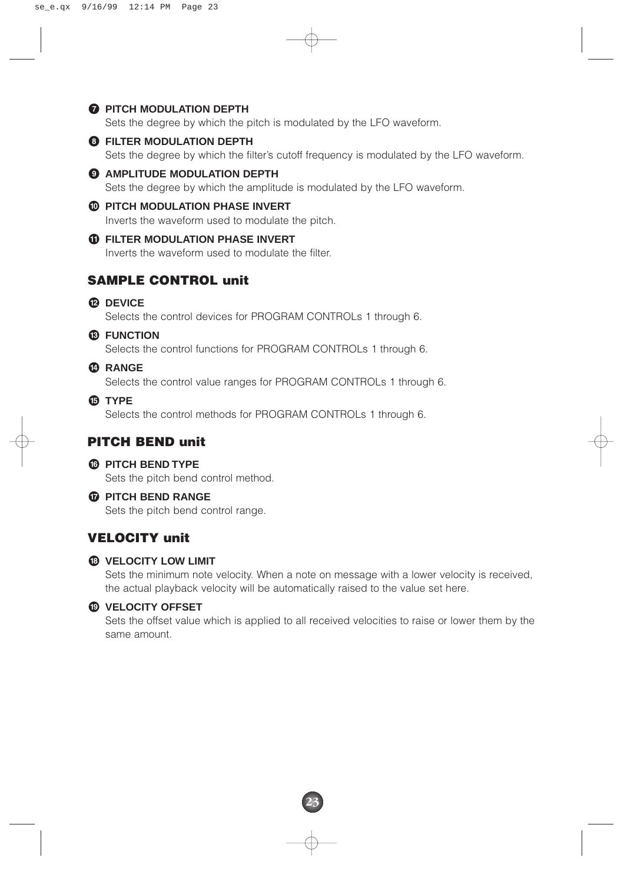❼ **PITCH MODULATION DEPTH**
Sets the degree by which the pitch is modulated by the LFO waveform.

❽ **FILTER MODULATION DEPTH**
Sets the degree by which the filter's cutoff frequency is modulated by the LFO waveform.

❾ **AMPLITUDE MODULATION DEPTH**
Sets the degree by which the amplitude is modulated by the LFO waveform.

❿ **PITCH MODULATION PHASE INVERT**
Inverts the waveform used to modulate the pitch.

⓫ **FILTER MODULATION PHASE INVERT**
Inverts the waveform used to modulate the filter.

## SAMPLE CONTROL unit

⓬ **DEVICE**
Selects the control devices for PROGRAM CONTROLs 1 through 6.

⓭ **FUNCTION**
Selects the control functions for PROGRAM CONTROLs 1 through 6.

⓮ **RANGE**
Selects the control value ranges for PROGRAM CONTROLs 1 through 6.

⓯ **TYPE**
Selects the control methods for PROGRAM CONTROLs 1 through 6.

## PITCH BEND unit

⓰ **PITCH BEND TYPE**
Sets the pitch bend control method.

⓱ **PITCH BEND RANGE**
Sets the pitch bend control range.

## VELOCITY unit

⓲ **VELOCITY LOW LIMIT**
Sets the minimum note velocity. When a note on message with a lower velocity is received, the actual playback velocity will be automatically raised to the value set here.

⓳ **VELOCITY OFFSET**
Sets the offset value which is applied to all received velocities to raise or lower them by the same amount.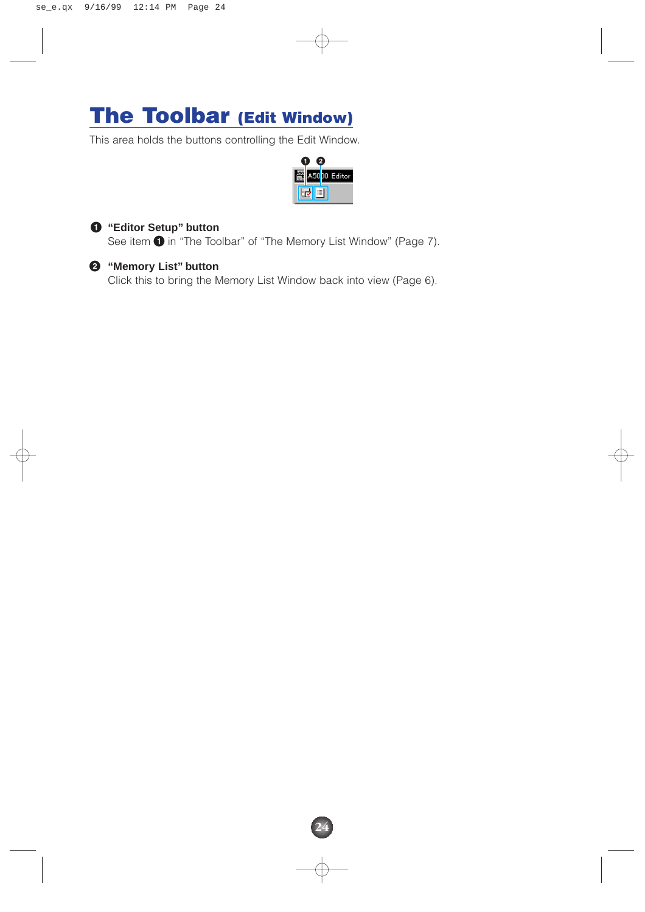# The Toolbar (Edit Window)

This area holds the buttons controlling the Edit Window.

❶ **"Editor Setup" button**
See item ❶ in "The Toolbar" of "The Memory List Window" (Page 7).

❷ **"Memory List" button**
Click this to bring the Memory List Window back into view (Page 6).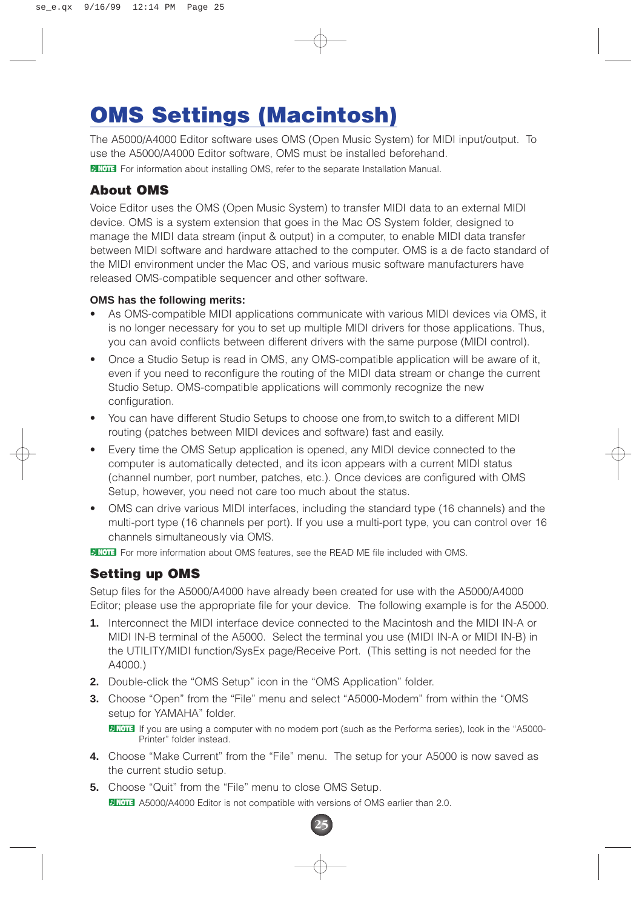# OMS Settings (Macintosh)

The A5000/A4000 Editor software uses OMS (Open Music System) for MIDI input/output. To use the A5000/A4000 Editor software, OMS must be installed beforehand.

**NOTE** For information about installing OMS, refer to the separate Installation Manual.

## About OMS

Voice Editor uses the OMS (Open Music System) to transfer MIDI data to an external MIDI device. OMS is a system extension that goes in the Mac OS System folder, designed to manage the MIDI data stream (input & output) in a computer, to enable MIDI data transfer between MIDI software and hardware attached to the computer. OMS is a de facto standard of the MIDI environment under the Mac OS, and various music software manufacturers have released OMS-compatible sequencer and other software.

**OMS has the following merits:**

- As OMS-compatible MIDI applications communicate with various MIDI devices via OMS, it is no longer necessary for you to set up multiple MIDI drivers for those applications. Thus, you can avoid conflicts between different drivers with the same purpose (MIDI control).
- Once a Studio Setup is read in OMS, any OMS-compatible application will be aware of it, even if you need to reconfigure the routing of the MIDI data stream or change the current Studio Setup. OMS-compatible applications will commonly recognize the new configuration.
- You can have different Studio Setups to choose one from,to switch to a different MIDI routing (patches between MIDI devices and software) fast and easily.
- Every time the OMS Setup application is opened, any MIDI device connected to the computer is automatically detected, and its icon appears with a current MIDI status (channel number, port number, patches, etc.). Once devices are configured with OMS Setup, however, you need not care too much about the status.
- OMS can drive various MIDI interfaces, including the standard type (16 channels) and the multi-port type (16 channels per port). If you use a multi-port type, you can control over 16 channels simultaneously via OMS.

**NOTE** For more information about OMS features, see the READ ME file included with OMS.

## Setting up OMS

Setup files for the A5000/A4000 have already been created for use with the A5000/A4000 Editor; please use the appropriate file for your device. The following example is for the A5000.

1. Interconnect the MIDI interface device connected to the Macintosh and the MIDI IN-A or MIDI IN-B terminal of the A5000. Select the terminal you use (MIDI IN-A or MIDI IN-B) in the UTILITY/MIDI function/SysEx page/Receive Port. (This setting is not needed for the A4000.)
2. Double-click the “OMS Setup” icon in the “OMS Application” folder.
3. Choose “Open” from the “File” menu and select “A5000-Modem” from within the “OMS setup for YAMAHA” folder.

   **NOTE** If you are using a computer with no modem port (such as the Performa series), look in the “A5000-Printer” folder instead.

4. Choose “Make Current” from the “File” menu. The setup for your A5000 is now saved as the current studio setup.
5. Choose “Quit” from the “File” menu to close OMS Setup.

   **NOTE** A5000/A4000 Editor is not compatible with versions of OMS earlier than 2.0.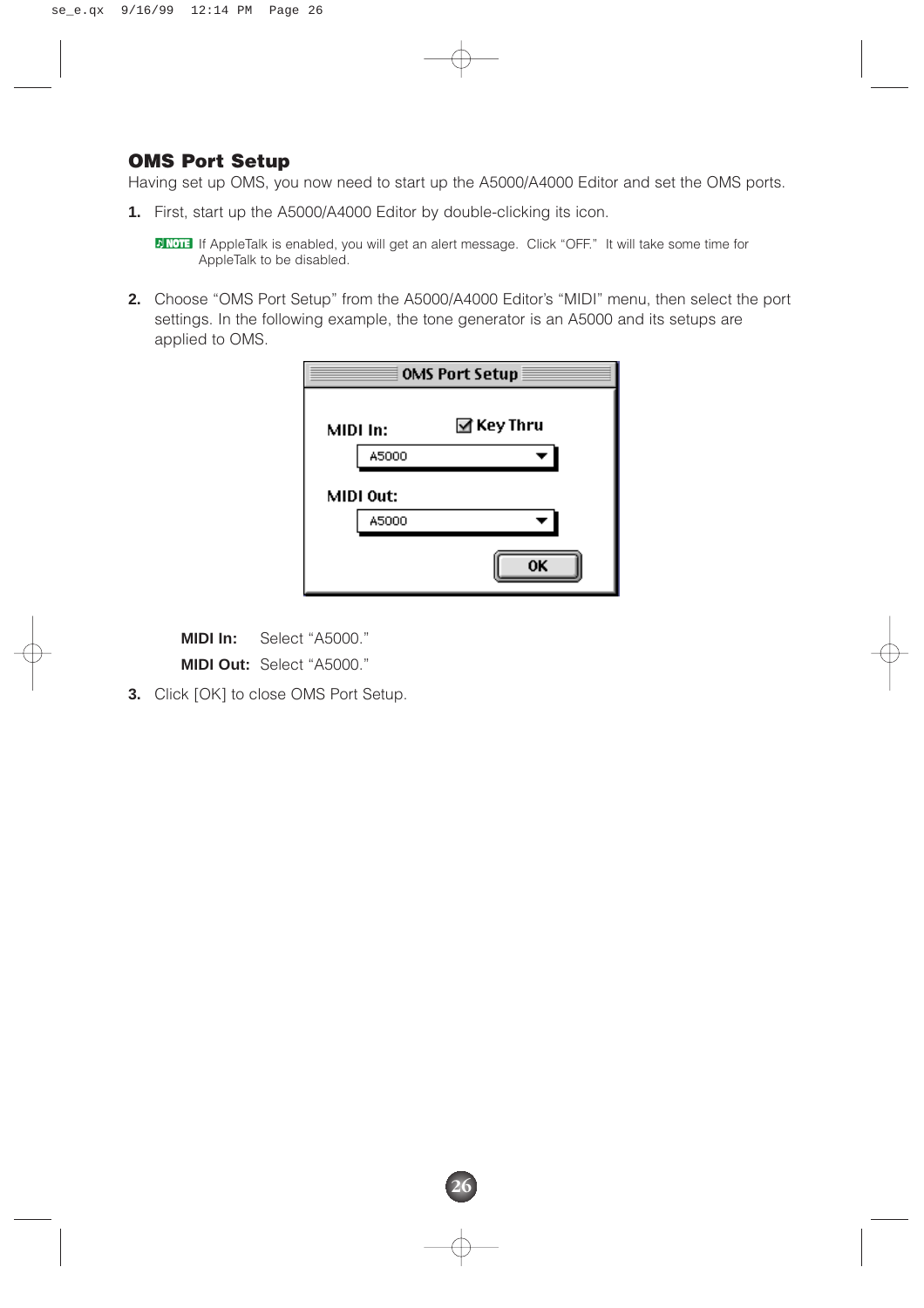## OMS Port Setup

Having set up OMS, you now need to start up the A5000/A4000 Editor and set the OMS ports.

1. First, start up the A5000/A4000 Editor by double-clicking its icon.

   **NOTE** If AppleTalk is enabled, you will get an alert message. Click "OFF." It will take some time for AppleTalk to be disabled.

2. Choose "OMS Port Setup" from the A5000/A4000 Editor's "MIDI" menu, then select the port settings. In the following example, the tone generator is an A5000 and its setups are applied to OMS.

   **OMS Port Setup**

   MIDI In: ☑ Key Thru
   A5000

   MIDI Out:
   A5000

   OK

   **MIDI In:** Select "A5000."

   **MIDI Out:** Select "A5000."

3. Click [OK] to close OMS Port Setup.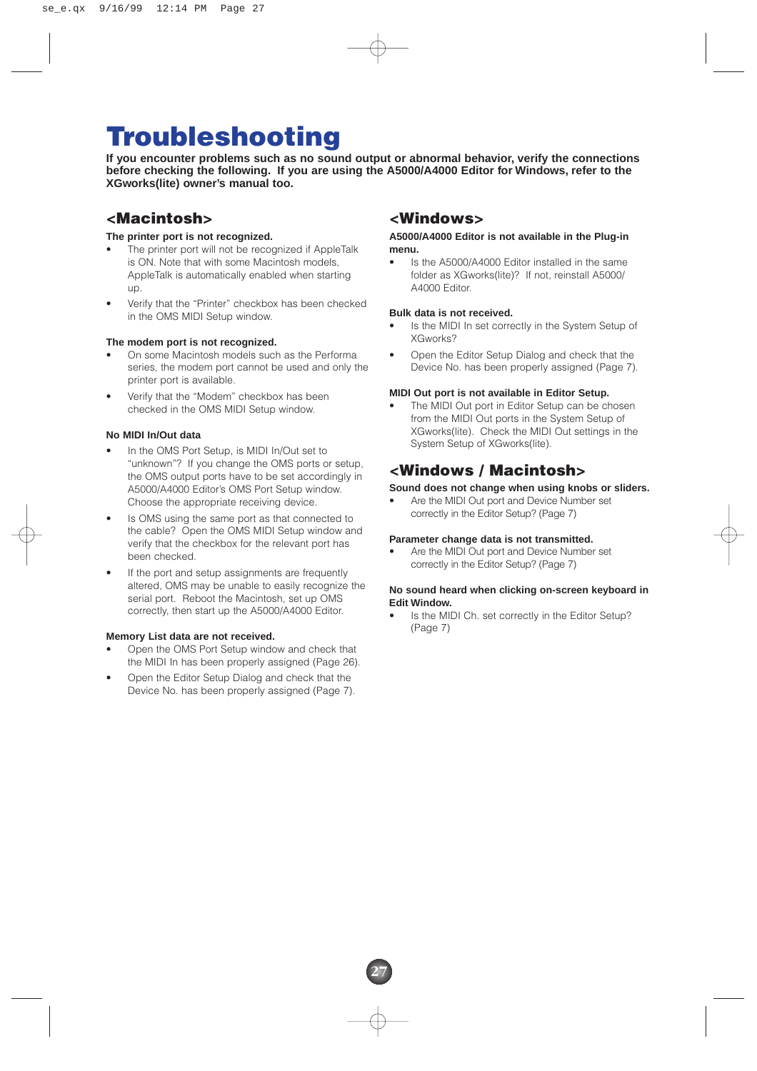# Troubleshooting

**If you encounter problems such as no sound output or abnormal behavior, verify the connections before checking the following. If you are using the A5000/A4000 Editor for Windows, refer to the XGworks(lite) owner's manual too.**

## <Macintosh>

**The printer port is not recognized.**

- The printer port will not be recognized if AppleTalk is ON. Note that with some Macintosh models, AppleTalk is automatically enabled when starting up.
- Verify that the "Printer" checkbox has been checked in the OMS MIDI Setup window.

**The modem port is not recognized.**

- On some Macintosh models such as the Performa series, the modem port cannot be used and only the printer port is available.
- Verify that the "Modem" checkbox has been checked in the OMS MIDI Setup window.

**No MIDI In/Out data**

- In the OMS Port Setup, is MIDI In/Out set to "unknown"? If you change the OMS ports or setup, the OMS output ports have to be set accordingly in A5000/A4000 Editor's OMS Port Setup window. Choose the appropriate receiving device.
- Is OMS using the same port as that connected to the cable? Open the OMS MIDI Setup window and verify that the checkbox for the relevant port has been checked.
- If the port and setup assignments are frequently altered, OMS may be unable to easily recognize the serial port. Reboot the Macintosh, set up OMS correctly, then start up the A5000/A4000 Editor.

**Memory List data are not received.**

- Open the OMS Port Setup window and check that the MIDI In has been properly assigned (Page 26).
- Open the Editor Setup Dialog and check that the Device No. has been properly assigned (Page 7).

## <Windows>

**A5000/A4000 Editor is not available in the Plug-in menu.**

- Is the A5000/A4000 Editor installed in the same folder as XGworks(lite)? If not, reinstall A5000/A4000 Editor.

**Bulk data is not received.**

- Is the MIDI In set correctly in the System Setup of XGworks?
- Open the Editor Setup Dialog and check that the Device No. has been properly assigned (Page 7).

**MIDI Out port is not available in Editor Setup.**

- The MIDI Out port in Editor Setup can be chosen from the MIDI Out ports in the System Setup of XGworks(lite). Check the MIDI Out settings in the System Setup of XGworks(lite).

## <Windows / Macintosh>

**Sound does not change when using knobs or sliders.**

- Are the MIDI Out port and Device Number set correctly in the Editor Setup? (Page 7)

**Parameter change data is not transmitted.**

- Are the MIDI Out port and Device Number set correctly in the Editor Setup? (Page 7)

**No sound heard when clicking on-screen keyboard in Edit Window.**

- Is the MIDI Ch. set correctly in the Editor Setup? (Page 7)